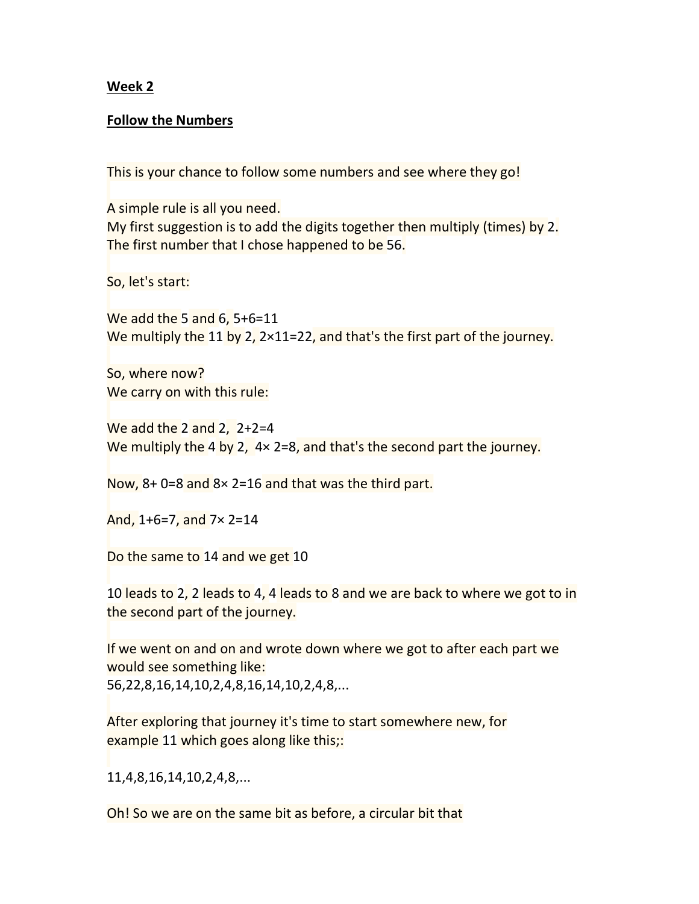**Week 2**

**Follow the Numbers**

This is your chance to follow some numbers and see where they go!

A simple rule is all you need.
My first suggestion is to add the digits together then multiply (times) by 2.
The first number that I chose happened to be 56.

So, let's start:

We add the 5 and 6, $5+6=11$
We multiply the 11 by 2, $2\times 11=22$, and that's the first part of the journey.

So, where now?
We carry on with this rule:

We add the 2 and 2, $2+2=4$
We multiply the 4 by 2, $4\times 2=8$, and that's the second part the journey.

Now, $8+0=8$ and $8\times 2=16$ and that was the third part.

And, $1+6=7$, and $7\times 2=14$

Do the same to 14 and we get 10

10 leads to 2, 2 leads to 4, 4 leads to 8 and we are back to where we got to in the second part of the journey.

If we went on and on and wrote down where we got to after each part we would see something like:
56,22,8,16,14,10,2,4,8,16,14,10,2,4,8,...

After exploring that journey it's time to start somewhere new, for example 11 which goes along like this;:

11,4,8,16,14,10,2,4,8,...

Oh! So we are on the same bit as before, a circular bit that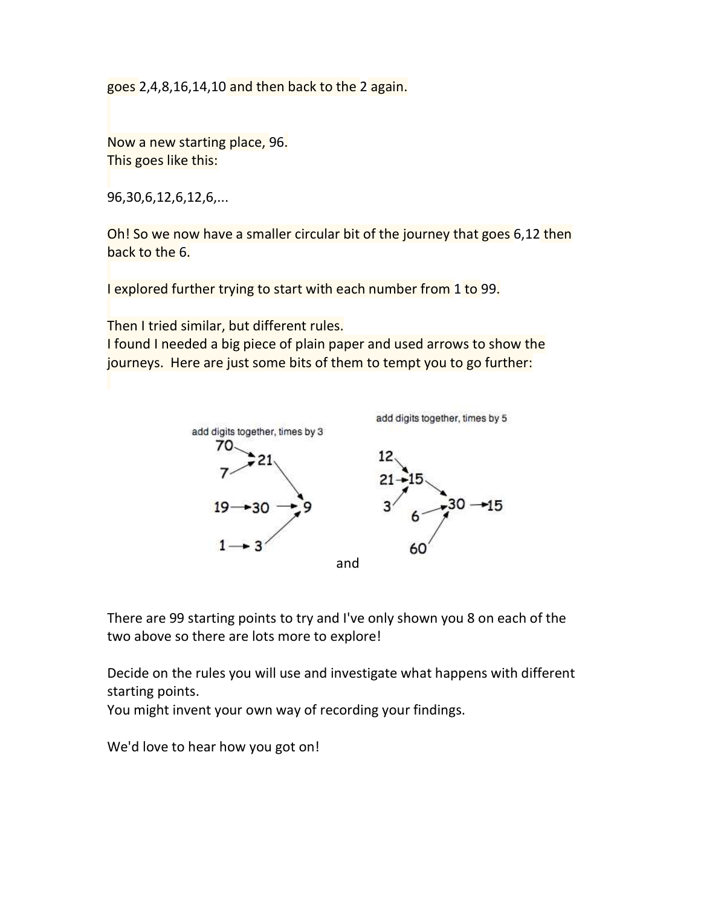goes 2,4,8,16,14,10 and then back to the 2 again.

Now a new starting place, 96.
This goes like this:

96,30,6,12,6,12,6,...

Oh! So we now have a smaller circular bit of the journey that goes 6,12 then back to the 6.

I explored further trying to start with each number from 1 to 99.

Then I tried similar, but different rules.
I found I needed a big piece of plain paper and used arrows to show the journeys. Here are just some bits of them to tempt you to go further:

add digits together, times by 3

70 → 21
7 → 21
21 → 9
19 → 30 → 9
1 → 3
3 → 9

and

add digits together, times by 5

12 → 15
21 → 15
3 → 15
15 → 30
6 → 30
60 → 30
30 → 15

There are 99 starting points to try and I've only shown you 8 on each of the two above so there are lots more to explore!

Decide on the rules you will use and investigate what happens with different starting points.
You might invent your own way of recording your findings.

We'd love to hear how you got on!